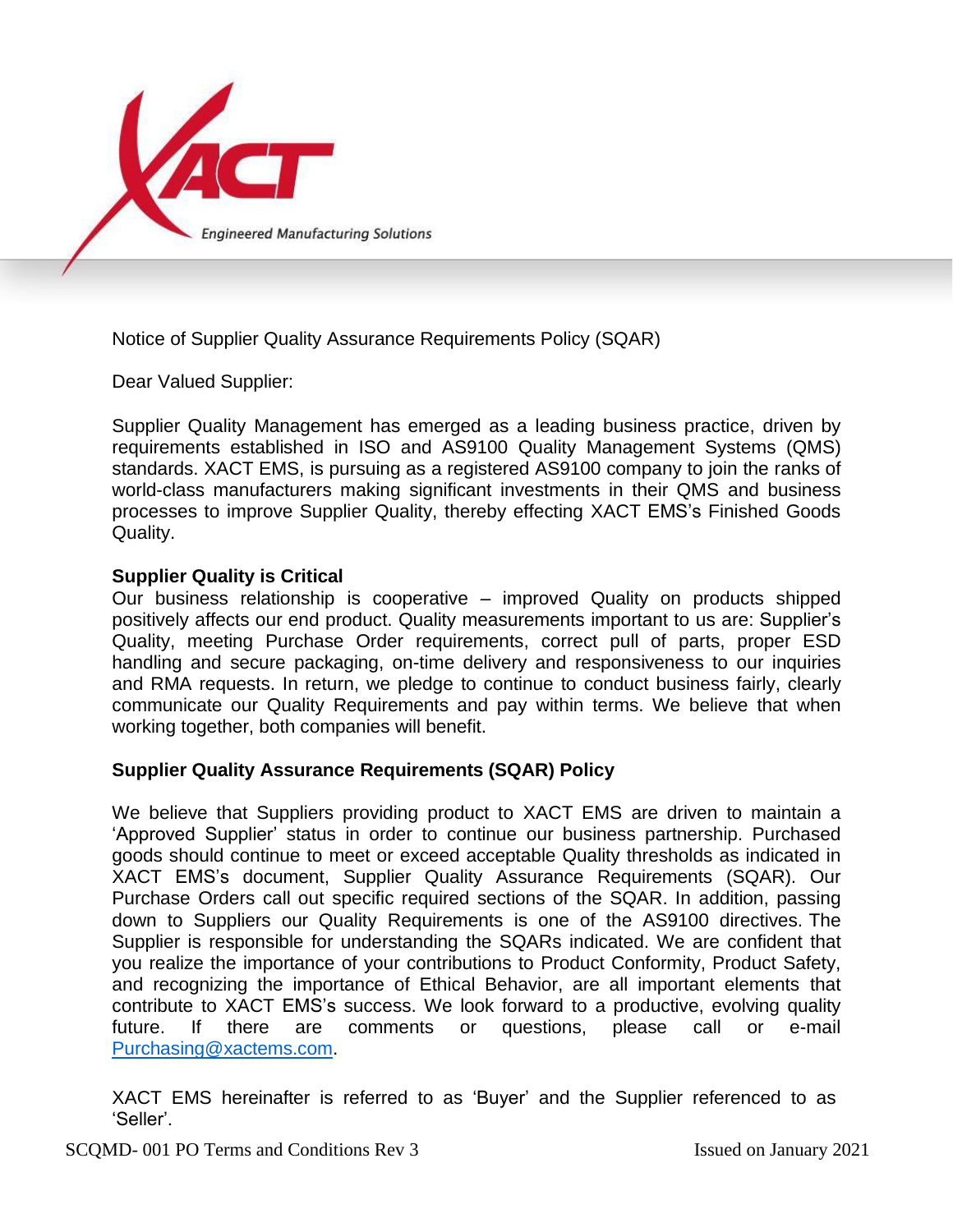Notice of Supplier Quality Assurance Requirements Policy (SQAR)

Dear Valued Supplier:

Supplier Quality Management has emerged as a leading business practice, driven by requirements established in ISO and AS9100 Quality Management Systems (QMS) standards. XACT EMS, is pursuing as a registered AS9100 company to join the ranks of world-class manufacturers making significant investments in their QMS and business processes to improve Supplier Quality, thereby effecting XACT EMS's Finished Goods Quality.

**Supplier Quality is Critical**

Our business relationship is cooperative – improved Quality on products shipped positively affects our end product. Quality measurements important to us are: Supplier's Quality, meeting Purchase Order requirements, correct pull of parts, proper ESD handling and secure packaging, on-time delivery and responsiveness to our inquiries and RMA requests. In return, we pledge to continue to conduct business fairly, clearly communicate our Quality Requirements and pay within terms. We believe that when working together, both companies will benefit.

**Supplier Quality Assurance Requirements (SQAR) Policy**

We believe that Suppliers providing product to XACT EMS are driven to maintain a 'Approved Supplier' status in order to continue our business partnership. Purchased goods should continue to meet or exceed acceptable Quality thresholds as indicated in XACT EMS's document, Supplier Quality Assurance Requirements (SQAR). Our Purchase Orders call out specific required sections of the SQAR. In addition, passing down to Suppliers our Quality Requirements is one of the AS9100 directives. The Supplier is responsible for understanding the SQARs indicated. We are confident that you realize the importance of your contributions to Product Conformity, Product Safety, and recognizing the importance of Ethical Behavior, are all important elements that contribute to XACT EMS's success. We look forward to a productive, evolving quality future. If there are comments or questions, please call or e-mail Purchasing@xactems.com.

XACT EMS hereinafter is referred to as 'Buyer' and the Supplier referenced to as 'Seller'.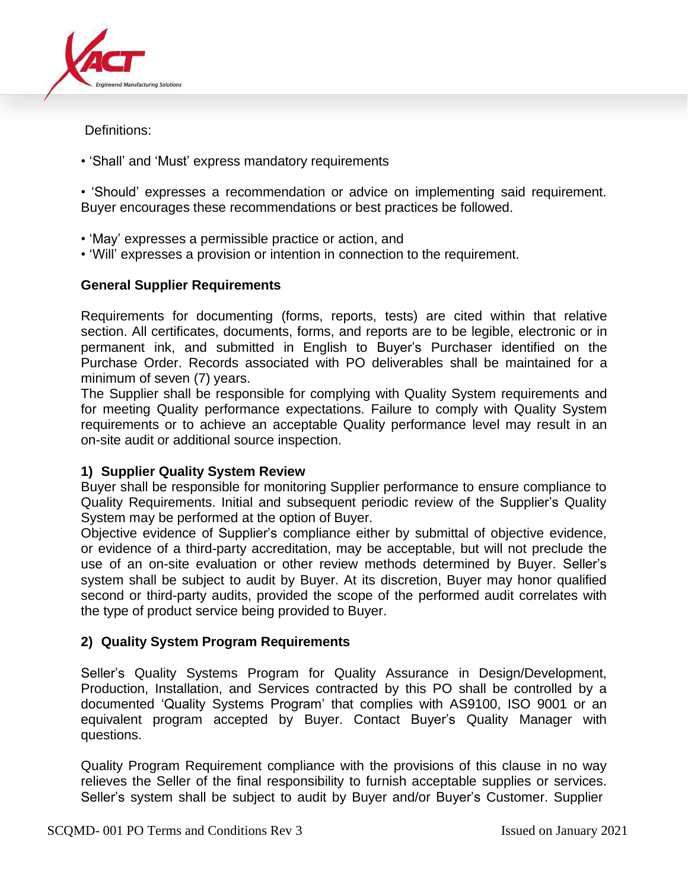Definitions:

- 'Shall' and 'Must' express mandatory requirements

- 'Should' expresses a recommendation or advice on implementing said requirement. Buyer encourages these recommendations or best practices be followed.

- 'May' expresses a permissible practice or action, and
- 'Will' expresses a provision or intention in connection to the requirement.

**General Supplier Requirements**

Requirements for documenting (forms, reports, tests) are cited within that relative section. All certificates, documents, forms, and reports are to be legible, electronic or in permanent ink, and submitted in English to Buyer's Purchaser identified on the Purchase Order. Records associated with PO deliverables shall be maintained for a minimum of seven (7) years.
The Supplier shall be responsible for complying with Quality System requirements and for meeting Quality performance expectations. Failure to comply with Quality System requirements or to achieve an acceptable Quality performance level may result in an on-site audit or additional source inspection.

**1) Supplier Quality System Review**

Buyer shall be responsible for monitoring Supplier performance to ensure compliance to Quality Requirements. Initial and subsequent periodic review of the Supplier's Quality System may be performed at the option of Buyer.
Objective evidence of Supplier's compliance either by submittal of objective evidence, or evidence of a third-party accreditation, may be acceptable, but will not preclude the use of an on-site evaluation or other review methods determined by Buyer. Seller's system shall be subject to audit by Buyer. At its discretion, Buyer may honor qualified second or third-party audits, provided the scope of the performed audit correlates with the type of product service being provided to Buyer.

**2) Quality System Program Requirements**

Seller's Quality Systems Program for Quality Assurance in Design/Development, Production, Installation, and Services contracted by this PO shall be controlled by a documented 'Quality Systems Program' that complies with AS9100, ISO 9001 or an equivalent program accepted by Buyer. Contact Buyer's Quality Manager with questions.

Quality Program Requirement compliance with the provisions of this clause in no way relieves the Seller of the final responsibility to furnish acceptable supplies or services. Seller's system shall be subject to audit by Buyer and/or Buyer's Customer. Supplier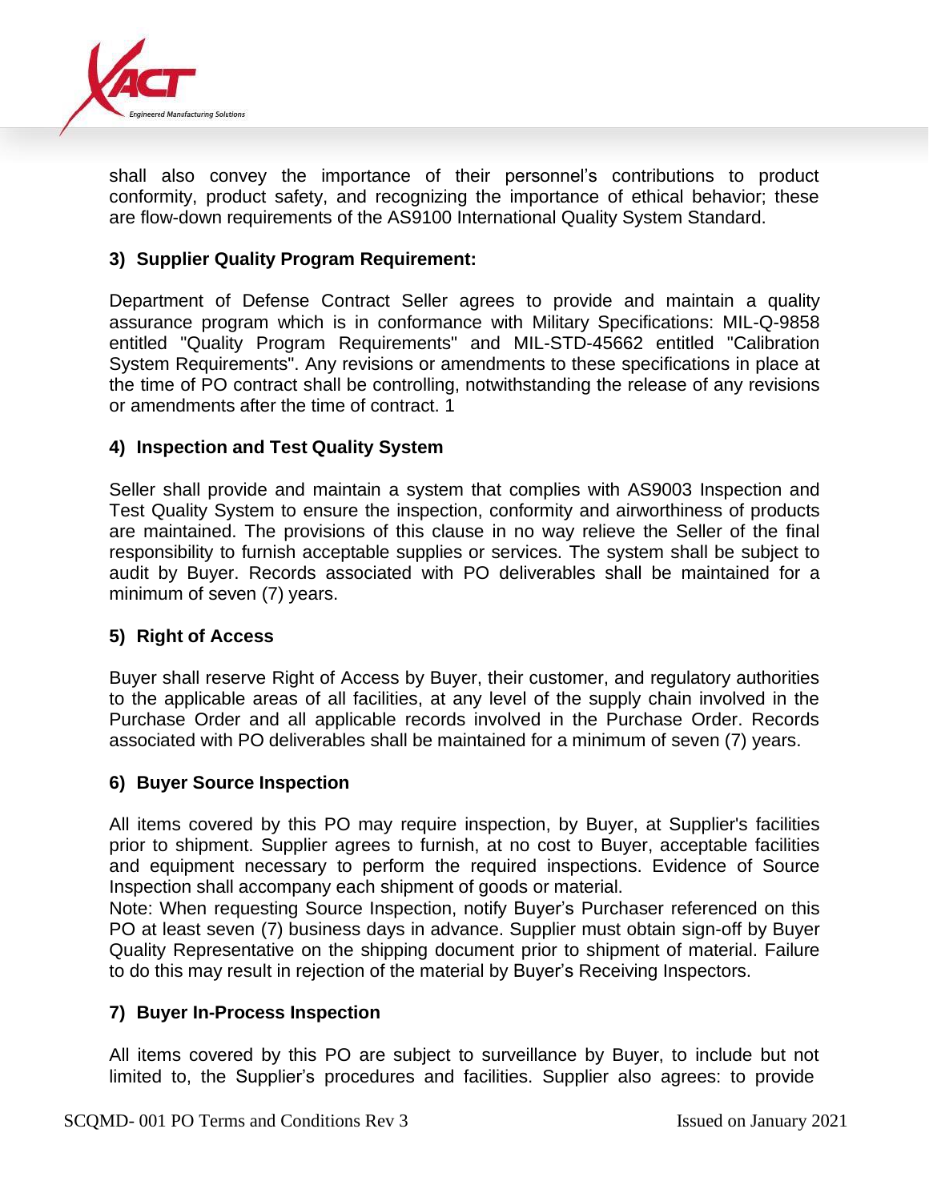shall also convey the importance of their personnel's contributions to product conformity, product safety, and recognizing the importance of ethical behavior; these are flow-down requirements of the AS9100 International Quality System Standard.

### 3) Supplier Quality Program Requirement:

Department of Defense Contract Seller agrees to provide and maintain a quality assurance program which is in conformance with Military Specifications: MIL-Q-9858 entitled "Quality Program Requirements" and MIL-STD-45662 entitled "Calibration System Requirements". Any revisions or amendments to these specifications in place at the time of PO contract shall be controlling, notwithstanding the release of any revisions or amendments after the time of contract. 1

### 4) Inspection and Test Quality System

Seller shall provide and maintain a system that complies with AS9003 Inspection and Test Quality System to ensure the inspection, conformity and airworthiness of products are maintained. The provisions of this clause in no way relieve the Seller of the final responsibility to furnish acceptable supplies or services. The system shall be subject to audit by Buyer. Records associated with PO deliverables shall be maintained for a minimum of seven (7) years.

### 5) Right of Access

Buyer shall reserve Right of Access by Buyer, their customer, and regulatory authorities to the applicable areas of all facilities, at any level of the supply chain involved in the Purchase Order and all applicable records involved in the Purchase Order. Records associated with PO deliverables shall be maintained for a minimum of seven (7) years.

### 6) Buyer Source Inspection

All items covered by this PO may require inspection, by Buyer, at Supplier's facilities prior to shipment. Supplier agrees to furnish, at no cost to Buyer, acceptable facilities and equipment necessary to perform the required inspections. Evidence of Source Inspection shall accompany each shipment of goods or material.

Note: When requesting Source Inspection, notify Buyer's Purchaser referenced on this PO at least seven (7) business days in advance. Supplier must obtain sign-off by Buyer Quality Representative on the shipping document prior to shipment of material. Failure to do this may result in rejection of the material by Buyer's Receiving Inspectors.

### 7) Buyer In-Process Inspection

All items covered by this PO are subject to surveillance by Buyer, to include but not limited to, the Supplier's procedures and facilities. Supplier also agrees: to provide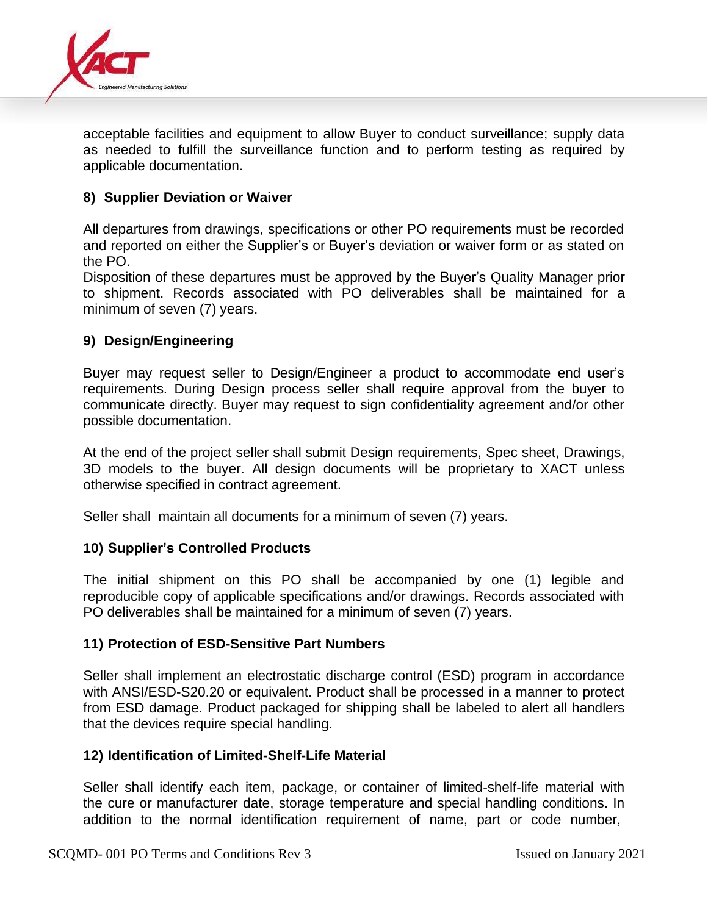acceptable facilities and equipment to allow Buyer to conduct surveillance; supply data as needed to fulfill the surveillance function and to perform testing as required by applicable documentation.

### 8) Supplier Deviation or Waiver

All departures from drawings, specifications or other PO requirements must be recorded and reported on either the Supplier's or Buyer's deviation or waiver form or as stated on the PO.
Disposition of these departures must be approved by the Buyer's Quality Manager prior to shipment. Records associated with PO deliverables shall be maintained for a minimum of seven (7) years.

### 9) Design/Engineering

Buyer may request seller to Design/Engineer a product to accommodate end user's requirements. During Design process seller shall require approval from the buyer to communicate directly. Buyer may request to sign confidentiality agreement and/or other possible documentation.

At the end of the project seller shall submit Design requirements, Spec sheet, Drawings, 3D models to the buyer. All design documents will be proprietary to XACT unless otherwise specified in contract agreement.

Seller shall maintain all documents for a minimum of seven (7) years.

### 10) Supplier's Controlled Products

The initial shipment on this PO shall be accompanied by one (1) legible and reproducible copy of applicable specifications and/or drawings. Records associated with PO deliverables shall be maintained for a minimum of seven (7) years.

### 11) Protection of ESD-Sensitive Part Numbers

Seller shall implement an electrostatic discharge control (ESD) program in accordance with ANSI/ESD-S20.20 or equivalent. Product shall be processed in a manner to protect from ESD damage. Product packaged for shipping shall be labeled to alert all handlers that the devices require special handling.

### 12) Identification of Limited-Shelf-Life Material

Seller shall identify each item, package, or container of limited-shelf-life material with the cure or manufacturer date, storage temperature and special handling conditions. In addition to the normal identification requirement of name, part or code number,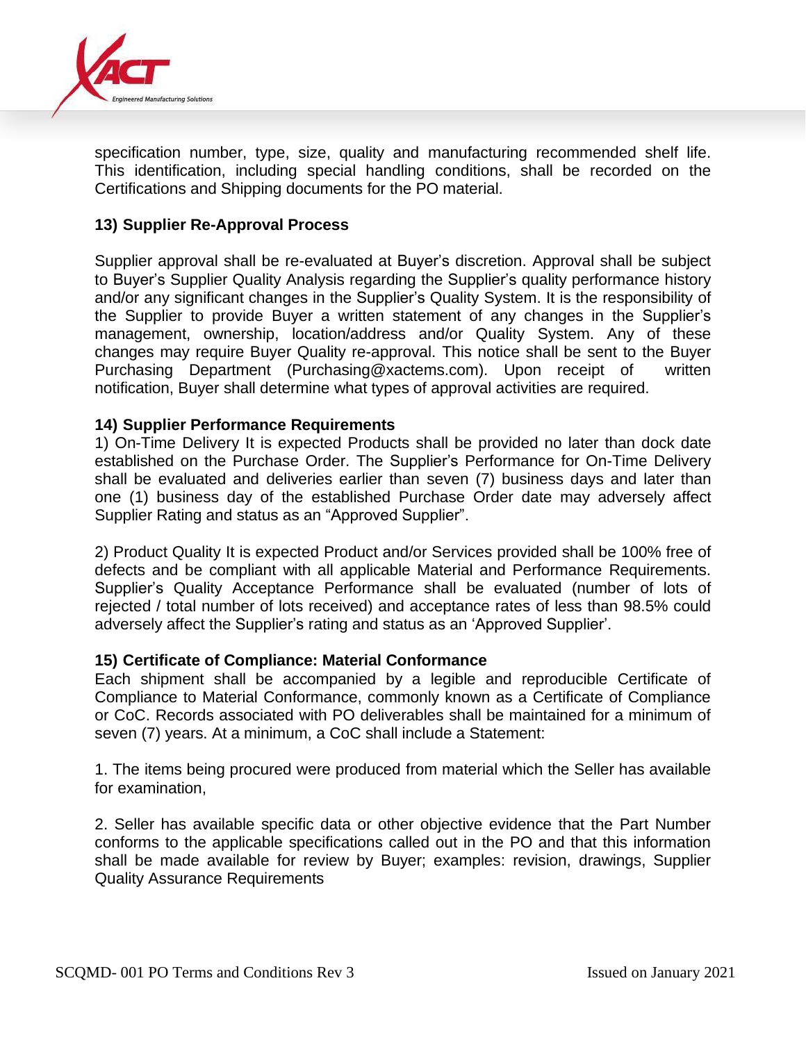specification number, type, size, quality and manufacturing recommended shelf life. This identification, including special handling conditions, shall be recorded on the Certifications and Shipping documents for the PO material.

### 13) Supplier Re-Approval Process

Supplier approval shall be re-evaluated at Buyer's discretion. Approval shall be subject to Buyer's Supplier Quality Analysis regarding the Supplier's quality performance history and/or any significant changes in the Supplier's Quality System. It is the responsibility of the Supplier to provide Buyer a written statement of any changes in the Supplier's management, ownership, location/address and/or Quality System. Any of these changes may require Buyer Quality re-approval. This notice shall be sent to the Buyer Purchasing Department (Purchasing@xactems.com). Upon receipt of written notification, Buyer shall determine what types of approval activities are required.

### 14) Supplier Performance Requirements

1) On-Time Delivery It is expected Products shall be provided no later than dock date established on the Purchase Order. The Supplier's Performance for On-Time Delivery shall be evaluated and deliveries earlier than seven (7) business days and later than one (1) business day of the established Purchase Order date may adversely affect Supplier Rating and status as an "Approved Supplier".

2) Product Quality It is expected Product and/or Services provided shall be 100% free of defects and be compliant with all applicable Material and Performance Requirements. Supplier's Quality Acceptance Performance shall be evaluated (number of lots of rejected / total number of lots received) and acceptance rates of less than 98.5% could adversely affect the Supplier's rating and status as an 'Approved Supplier'.

### 15) Certificate of Compliance: Material Conformance

Each shipment shall be accompanied by a legible and reproducible Certificate of Compliance to Material Conformance, commonly known as a Certificate of Compliance or CoC. Records associated with PO deliverables shall be maintained for a minimum of seven (7) years. At a minimum, a CoC shall include a Statement:

1. The items being procured were produced from material which the Seller has available for examination,

2. Seller has available specific data or other objective evidence that the Part Number conforms to the applicable specifications called out in the PO and that this information shall be made available for review by Buyer; examples: revision, drawings, Supplier Quality Assurance Requirements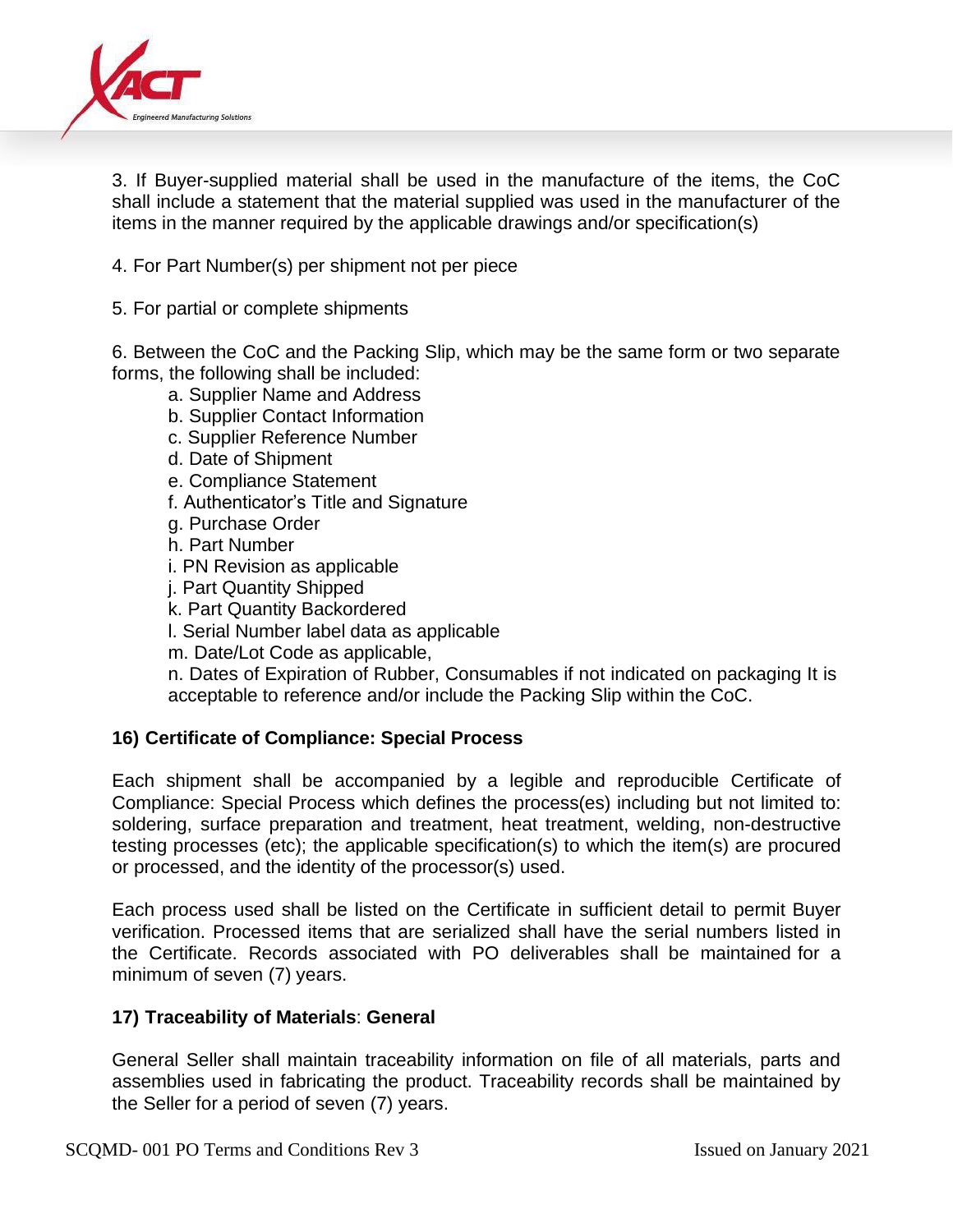3. If Buyer-supplied material shall be used in the manufacture of the items, the CoC shall include a statement that the material supplied was used in the manufacturer of the items in the manner required by the applicable drawings and/or specification(s)

4. For Part Number(s) per shipment not per piece

5. For partial or complete shipments

6. Between the CoC and the Packing Slip, which may be the same form or two separate forms, the following shall be included:

   a. Supplier Name and Address
   b. Supplier Contact Information
   c. Supplier Reference Number
   d. Date of Shipment
   e. Compliance Statement
   f. Authenticator's Title and Signature
   g. Purchase Order
   h. Part Number
   i. PN Revision as applicable
   j. Part Quantity Shipped
   k. Part Quantity Backordered
   l. Serial Number label data as applicable
   m. Date/Lot Code as applicable,
   n. Dates of Expiration of Rubber, Consumables if not indicated on packaging It is acceptable to reference and/or include the Packing Slip within the CoC.

**16) Certificate of Compliance: Special Process**

Each shipment shall be accompanied by a legible and reproducible Certificate of Compliance: Special Process which defines the process(es) including but not limited to: soldering, surface preparation and treatment, heat treatment, welding, non-destructive testing processes (etc); the applicable specification(s) to which the item(s) are procured or processed, and the identity of the processor(s) used.

Each process used shall be listed on the Certificate in sufficient detail to permit Buyer verification. Processed items that are serialized shall have the serial numbers listed in the Certificate. Records associated with PO deliverables shall be maintained for a minimum of seven (7) years.

**17) Traceability of Materials**: **General**

General Seller shall maintain traceability information on file of all materials, parts and assemblies used in fabricating the product. Traceability records shall be maintained by the Seller for a period of seven (7) years.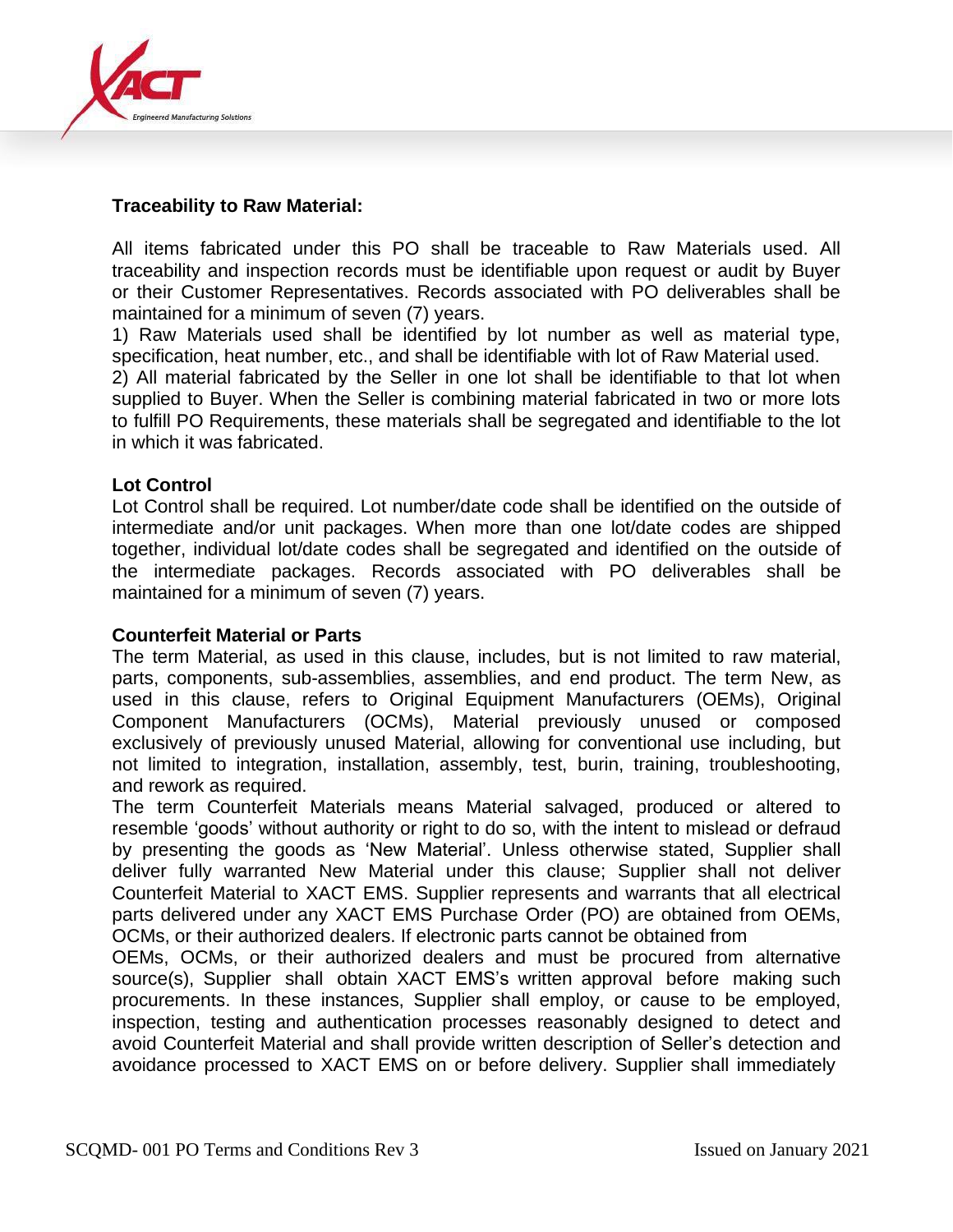**Traceability to Raw Material:**

All items fabricated under this PO shall be traceable to Raw Materials used. All traceability and inspection records must be identifiable upon request or audit by Buyer or their Customer Representatives. Records associated with PO deliverables shall be maintained for a minimum of seven (7) years.

1) Raw Materials used shall be identified by lot number as well as material type, specification, heat number, etc., and shall be identifiable with lot of Raw Material used.

2) All material fabricated by the Seller in one lot shall be identifiable to that lot when supplied to Buyer. When the Seller is combining material fabricated in two or more lots to fulfill PO Requirements, these materials shall be segregated and identifiable to the lot in which it was fabricated.

**Lot Control**

Lot Control shall be required. Lot number/date code shall be identified on the outside of intermediate and/or unit packages. When more than one lot/date codes are shipped together, individual lot/date codes shall be segregated and identified on the outside of the intermediate packages. Records associated with PO deliverables shall be maintained for a minimum of seven (7) years.

**Counterfeit Material or Parts**

The term Material, as used in this clause, includes, but is not limited to raw material, parts, components, sub-assemblies, assemblies, and end product. The term New, as used in this clause, refers to Original Equipment Manufacturers (OEMs), Original Component Manufacturers (OCMs), Material previously unused or composed exclusively of previously unused Material, allowing for conventional use including, but not limited to integration, installation, assembly, test, burin, training, troubleshooting, and rework as required.

The term Counterfeit Materials means Material salvaged, produced or altered to resemble 'goods' without authority or right to do so, with the intent to mislead or defraud by presenting the goods as 'New Material'. Unless otherwise stated, Supplier shall deliver fully warranted New Material under this clause; Supplier shall not deliver Counterfeit Material to XACT EMS. Supplier represents and warrants that all electrical parts delivered under any XACT EMS Purchase Order (PO) are obtained from OEMs, OCMs, or their authorized dealers. If electronic parts cannot be obtained from OEMs, OCMs, or their authorized dealers and must be procured from alternative source(s), Supplier shall obtain XACT EMS's written approval before making such procurements. In these instances, Supplier shall employ, or cause to be employed, inspection, testing and authentication processes reasonably designed to detect and avoid Counterfeit Material and shall provide written description of Seller's detection and avoidance processed to XACT EMS on or before delivery. Supplier shall immediately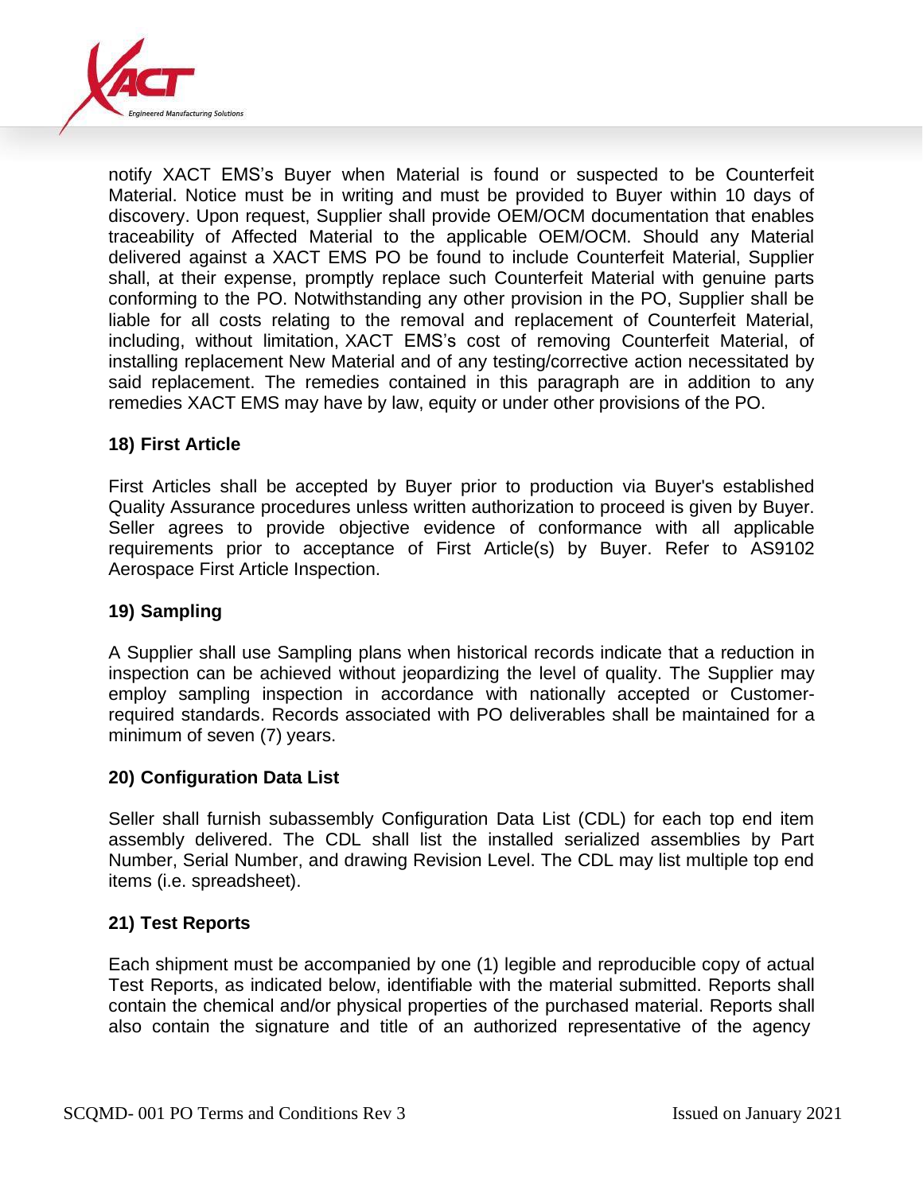notify XACT EMS's Buyer when Material is found or suspected to be Counterfeit Material. Notice must be in writing and must be provided to Buyer within 10 days of discovery. Upon request, Supplier shall provide OEM/OCM documentation that enables traceability of Affected Material to the applicable OEM/OCM. Should any Material delivered against a XACT EMS PO be found to include Counterfeit Material, Supplier shall, at their expense, promptly replace such Counterfeit Material with genuine parts conforming to the PO. Notwithstanding any other provision in the PO, Supplier shall be liable for all costs relating to the removal and replacement of Counterfeit Material, including, without limitation, XACT EMS's cost of removing Counterfeit Material, of installing replacement New Material and of any testing/corrective action necessitated by said replacement. The remedies contained in this paragraph are in addition to any remedies XACT EMS may have by law, equity or under other provisions of the PO.

**18) First Article**

First Articles shall be accepted by Buyer prior to production via Buyer's established Quality Assurance procedures unless written authorization to proceed is given by Buyer. Seller agrees to provide objective evidence of conformance with all applicable requirements prior to acceptance of First Article(s) by Buyer. Refer to AS9102 Aerospace First Article Inspection.

**19) Sampling**

A Supplier shall use Sampling plans when historical records indicate that a reduction in inspection can be achieved without jeopardizing the level of quality. The Supplier may employ sampling inspection in accordance with nationally accepted or Customer-required standards. Records associated with PO deliverables shall be maintained for a minimum of seven (7) years.

**20) Configuration Data List**

Seller shall furnish subassembly Configuration Data List (CDL) for each top end item assembly delivered. The CDL shall list the installed serialized assemblies by Part Number, Serial Number, and drawing Revision Level. The CDL may list multiple top end items (i.e. spreadsheet).

**21) Test Reports**

Each shipment must be accompanied by one (1) legible and reproducible copy of actual Test Reports, as indicated below, identifiable with the material submitted. Reports shall contain the chemical and/or physical properties of the purchased material. Reports shall also contain the signature and title of an authorized representative of the agency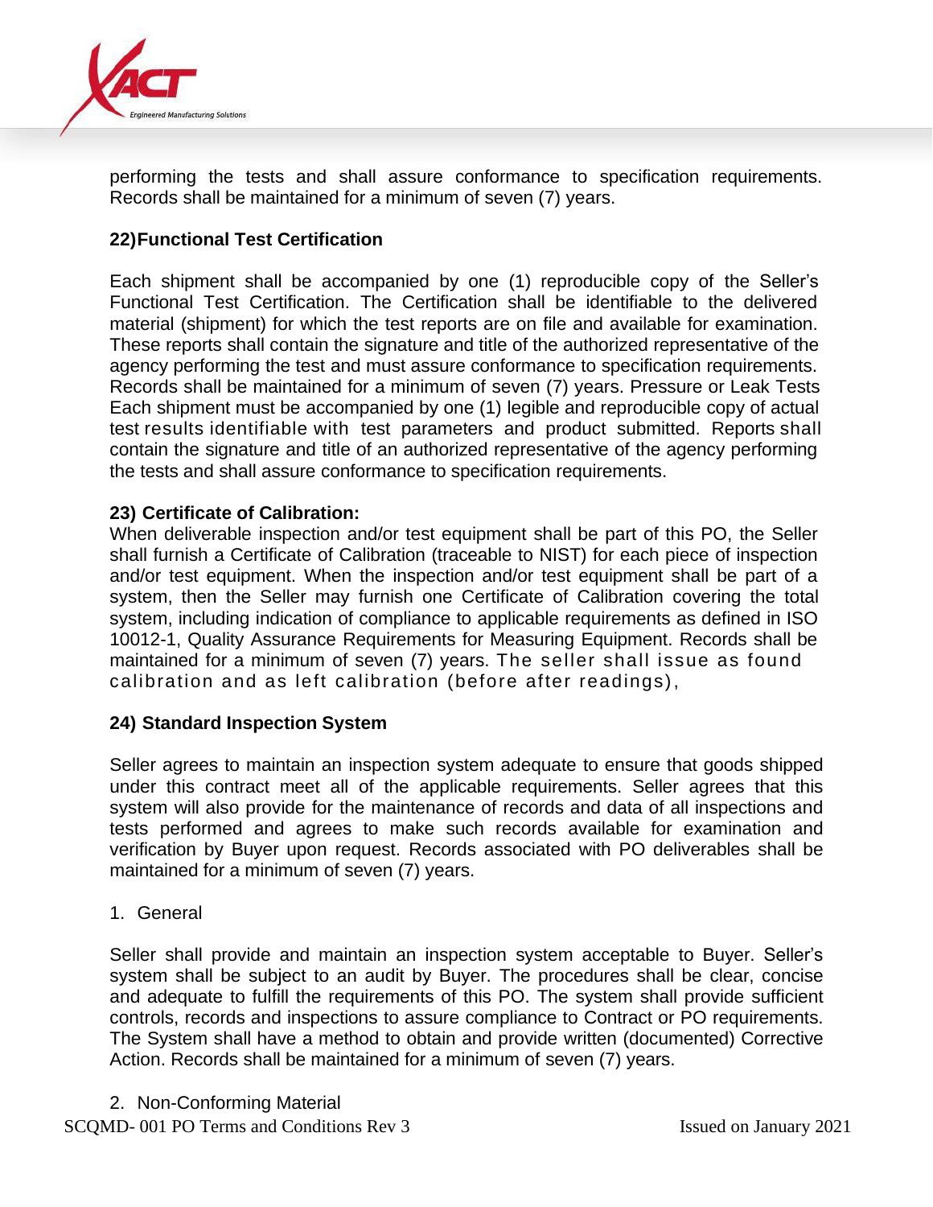performing the tests and shall assure conformance to specification requirements. Records shall be maintained for a minimum of seven (7) years.

**22)Functional Test Certification**

Each shipment shall be accompanied by one (1) reproducible copy of the Seller's Functional Test Certification. The Certification shall be identifiable to the delivered material (shipment) for which the test reports are on file and available for examination. These reports shall contain the signature and title of the authorized representative of the agency performing the test and must assure conformance to specification requirements. Records shall be maintained for a minimum of seven (7) years. Pressure or Leak Tests Each shipment must be accompanied by one (1) legible and reproducible copy of actual test results identifiable with test parameters and product submitted. Reports shall contain the signature and title of an authorized representative of the agency performing the tests and shall assure conformance to specification requirements.

**23) Certificate of Calibration:**
When deliverable inspection and/or test equipment shall be part of this PO, the Seller shall furnish a Certificate of Calibration (traceable to NIST) for each piece of inspection and/or test equipment. When the inspection and/or test equipment shall be part of a system, then the Seller may furnish one Certificate of Calibration covering the total system, including indication of compliance to applicable requirements as defined in ISO 10012-1, Quality Assurance Requirements for Measuring Equipment. Records shall be maintained for a minimum of seven (7) years. The seller shall issue as found calibration and as left calibration (before after readings),

**24) Standard Inspection System**

Seller agrees to maintain an inspection system adequate to ensure that goods shipped under this contract meet all of the applicable requirements. Seller agrees that this system will also provide for the maintenance of records and data of all inspections and tests performed and agrees to make such records available for examination and verification by Buyer upon request. Records associated with PO deliverables shall be maintained for a minimum of seven (7) years.

1. General

Seller shall provide and maintain an inspection system acceptable to Buyer. Seller's system shall be subject to an audit by Buyer. The procedures shall be clear, concise and adequate to fulfill the requirements of this PO. The system shall provide sufficient controls, records and inspections to assure compliance to Contract or PO requirements. The System shall have a method to obtain and provide written (documented) Corrective Action. Records shall be maintained for a minimum of seven (7) years.

2. Non-Conforming Material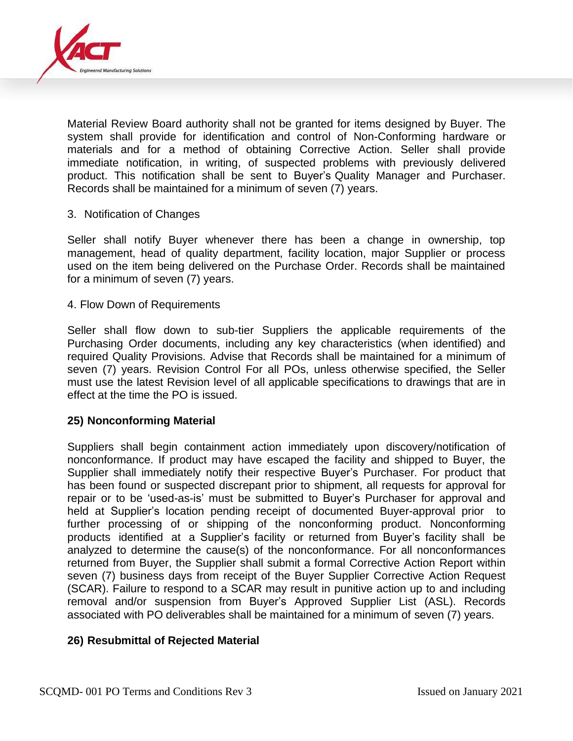Material Review Board authority shall not be granted for items designed by Buyer. The system shall provide for identification and control of Non-Conforming hardware or materials and for a method of obtaining Corrective Action. Seller shall provide immediate notification, in writing, of suspected problems with previously delivered product. This notification shall be sent to Buyer's Quality Manager and Purchaser. Records shall be maintained for a minimum of seven (7) years.

3. Notification of Changes

Seller shall notify Buyer whenever there has been a change in ownership, top management, head of quality department, facility location, major Supplier or process used on the item being delivered on the Purchase Order. Records shall be maintained for a minimum of seven (7) years.

4. Flow Down of Requirements

Seller shall flow down to sub-tier Suppliers the applicable requirements of the Purchasing Order documents, including any key characteristics (when identified) and required Quality Provisions. Advise that Records shall be maintained for a minimum of seven (7) years. Revision Control For all POs, unless otherwise specified, the Seller must use the latest Revision level of all applicable specifications to drawings that are in effect at the time the PO is issued.

**25) Nonconforming Material**

Suppliers shall begin containment action immediately upon discovery/notification of nonconformance. If product may have escaped the facility and shipped to Buyer, the Supplier shall immediately notify their respective Buyer's Purchaser. For product that has been found or suspected discrepant prior to shipment, all requests for approval for repair or to be 'used-as-is' must be submitted to Buyer's Purchaser for approval and held at Supplier's location pending receipt of documented Buyer-approval prior to further processing of or shipping of the nonconforming product. Nonconforming products identified at a Supplier's facility or returned from Buyer's facility shall be analyzed to determine the cause(s) of the nonconformance. For all nonconformances returned from Buyer, the Supplier shall submit a formal Corrective Action Report within seven (7) business days from receipt of the Buyer Supplier Corrective Action Request (SCAR). Failure to respond to a SCAR may result in punitive action up to and including removal and/or suspension from Buyer's Approved Supplier List (ASL). Records associated with PO deliverables shall be maintained for a minimum of seven (7) years.

**26) Resubmittal of Rejected Material**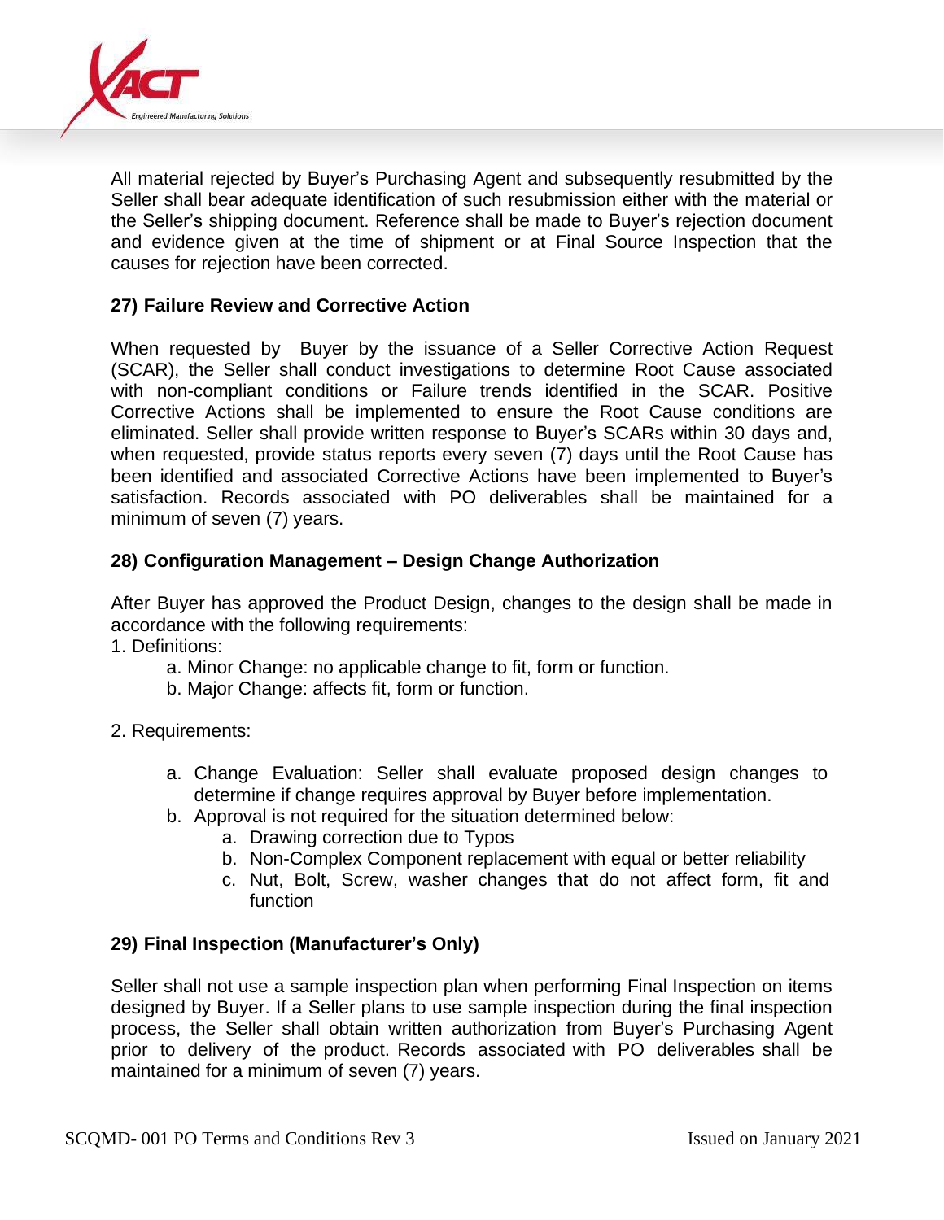All material rejected by Buyer's Purchasing Agent and subsequently resubmitted by the Seller shall bear adequate identification of such resubmission either with the material or the Seller's shipping document. Reference shall be made to Buyer's rejection document and evidence given at the time of shipment or at Final Source Inspection that the causes for rejection have been corrected.

### 27) Failure Review and Corrective Action

When requested by Buyer by the issuance of a Seller Corrective Action Request (SCAR), the Seller shall conduct investigations to determine Root Cause associated with non-compliant conditions or Failure trends identified in the SCAR. Positive Corrective Actions shall be implemented to ensure the Root Cause conditions are eliminated. Seller shall provide written response to Buyer's SCARs within 30 days and, when requested, provide status reports every seven (7) days until the Root Cause has been identified and associated Corrective Actions have been implemented to Buyer's satisfaction. Records associated with PO deliverables shall be maintained for a minimum of seven (7) years.

### 28) Configuration Management – Design Change Authorization

After Buyer has approved the Product Design, changes to the design shall be made in accordance with the following requirements:

1. Definitions:
   - a. Minor Change: no applicable change to fit, form or function.
   - b. Major Change: affects fit, form or function.

2. Requirements:
   - a. Change Evaluation: Seller shall evaluate proposed design changes to determine if change requires approval by Buyer before implementation.
   - b. Approval is not required for the situation determined below:
     - a. Drawing correction due to Typos
     - b. Non-Complex Component replacement with equal or better reliability
     - c. Nut, Bolt, Screw, washer changes that do not affect form, fit and function

### 29) Final Inspection (Manufacturer's Only)

Seller shall not use a sample inspection plan when performing Final Inspection on items designed by Buyer. If a Seller plans to use sample inspection during the final inspection process, the Seller shall obtain written authorization from Buyer's Purchasing Agent prior to delivery of the product. Records associated with PO deliverables shall be maintained for a minimum of seven (7) years.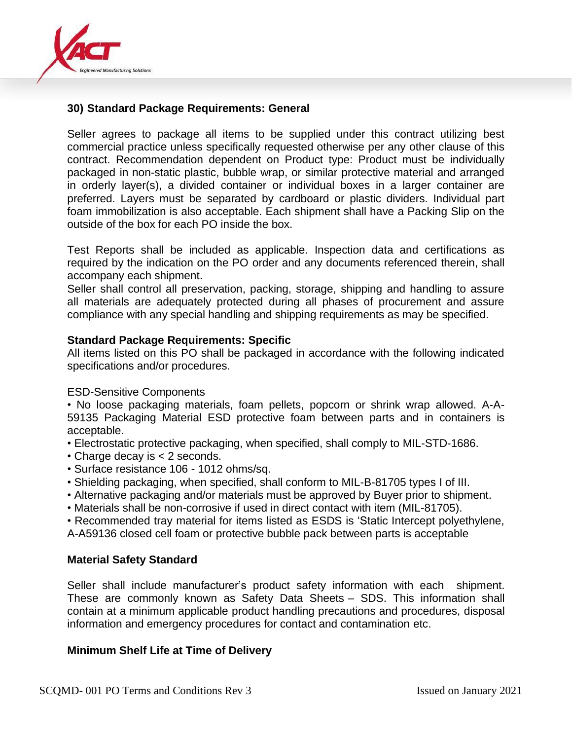**30) Standard Package Requirements: General**

Seller agrees to package all items to be supplied under this contract utilizing best commercial practice unless specifically requested otherwise per any other clause of this contract. Recommendation dependent on Product type: Product must be individually packaged in non-static plastic, bubble wrap, or similar protective material and arranged in orderly layer(s), a divided container or individual boxes in a larger container are preferred. Layers must be separated by cardboard or plastic dividers. Individual part foam immobilization is also acceptable. Each shipment shall have a Packing Slip on the outside of the box for each PO inside the box.

Test Reports shall be included as applicable. Inspection data and certifications as required by the indication on the PO order and any documents referenced therein, shall accompany each shipment.
Seller shall control all preservation, packing, storage, shipping and handling to assure all materials are adequately protected during all phases of procurement and assure compliance with any special handling and shipping requirements as may be specified.

**Standard Package Requirements: Specific**
All items listed on this PO shall be packaged in accordance with the following indicated specifications and/or procedures.

ESD-Sensitive Components

- No loose packaging materials, foam pellets, popcorn or shrink wrap allowed. A-A-59135 Packaging Material ESD protective foam between parts and in containers is acceptable.
- Electrostatic protective packaging, when specified, shall comply to MIL-STD-1686.
- Charge decay is < 2 seconds.
- Surface resistance 106 - 1012 ohms/sq.
- Shielding packaging, when specified, shall conform to MIL-B-81705 types I of III.
- Alternative packaging and/or materials must be approved by Buyer prior to shipment.
- Materials shall be non-corrosive if used in direct contact with item (MIL-81705).
- Recommended tray material for items listed as ESDS is 'Static Intercept polyethylene, A-A59136 closed cell foam or protective bubble pack between parts is acceptable

**Material Safety Standard**

Seller shall include manufacturer's product safety information with each shipment. These are commonly known as Safety Data Sheets – SDS. This information shall contain at a minimum applicable product handling precautions and procedures, disposal information and emergency procedures for contact and contamination etc.

**Minimum Shelf Life at Time of Delivery**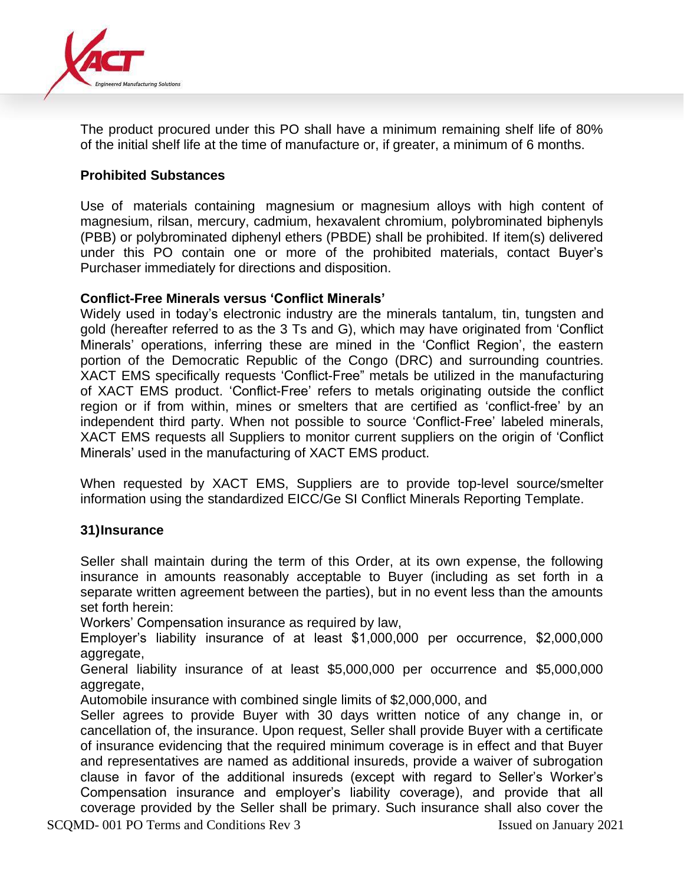The product procured under this PO shall have a minimum remaining shelf life of 80% of the initial shelf life at the time of manufacture or, if greater, a minimum of 6 months.

**Prohibited Substances**

Use of materials containing magnesium or magnesium alloys with high content of magnesium, rilsan, mercury, cadmium, hexavalent chromium, polybrominated biphenyls (PBB) or polybrominated diphenyl ethers (PBDE) shall be prohibited. If item(s) delivered under this PO contain one or more of the prohibited materials, contact Buyer's Purchaser immediately for directions and disposition.

**Conflict-Free Minerals versus 'Conflict Minerals'**

Widely used in today's electronic industry are the minerals tantalum, tin, tungsten and gold (hereafter referred to as the 3 Ts and G), which may have originated from 'Conflict Minerals' operations, inferring these are mined in the 'Conflict Region', the eastern portion of the Democratic Republic of the Congo (DRC) and surrounding countries. XACT EMS specifically requests 'Conflict-Free" metals be utilized in the manufacturing of XACT EMS product. 'Conflict-Free' refers to metals originating outside the conflict region or if from within, mines or smelters that are certified as 'conflict-free' by an independent third party. When not possible to source 'Conflict-Free' labeled minerals, XACT EMS requests all Suppliers to monitor current suppliers on the origin of 'Conflict Minerals' used in the manufacturing of XACT EMS product.

When requested by XACT EMS, Suppliers are to provide top-level source/smelter information using the standardized EICC/Ge SI Conflict Minerals Reporting Template.

**31)Insurance**

Seller shall maintain during the term of this Order, at its own expense, the following insurance in amounts reasonably acceptable to Buyer (including as set forth in a separate written agreement between the parties), but in no event less than the amounts set forth herein:

Workers' Compensation insurance as required by law,

Employer's liability insurance of at least $1,000,000 per occurrence, $2,000,000 aggregate,

General liability insurance of at least $5,000,000 per occurrence and $5,000,000 aggregate,

Automobile insurance with combined single limits of $2,000,000, and

Seller agrees to provide Buyer with 30 days written notice of any change in, or cancellation of, the insurance. Upon request, Seller shall provide Buyer with a certificate of insurance evidencing that the required minimum coverage is in effect and that Buyer and representatives are named as additional insureds, provide a waiver of subrogation clause in favor of the additional insureds (except with regard to Seller's Worker's Compensation insurance and employer's liability coverage), and provide that all coverage provided by the Seller shall be primary. Such insurance shall also cover the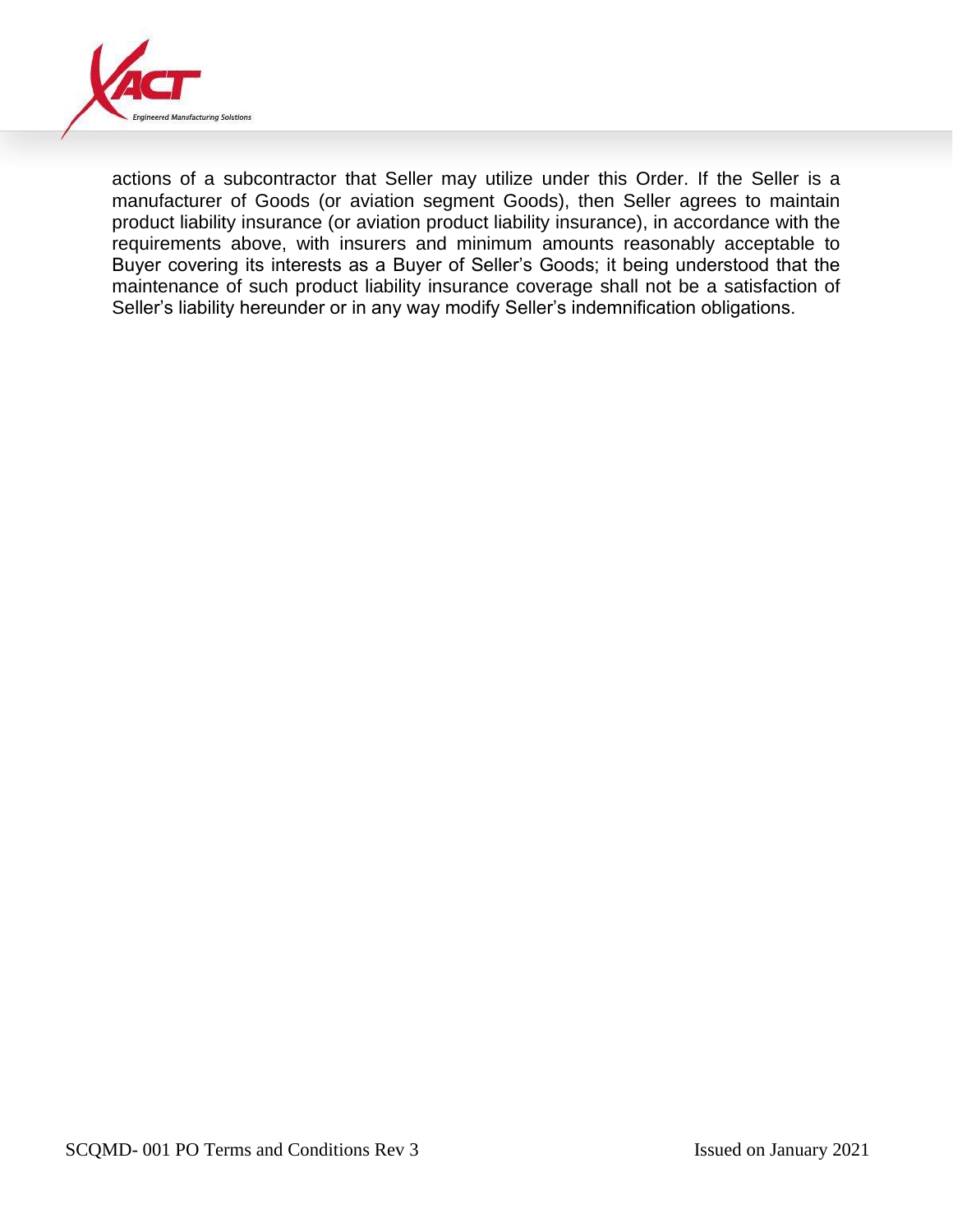actions of a subcontractor that Seller may utilize under this Order. If the Seller is a manufacturer of Goods (or aviation segment Goods), then Seller agrees to maintain product liability insurance (or aviation product liability insurance), in accordance with the requirements above, with insurers and minimum amounts reasonably acceptable to Buyer covering its interests as a Buyer of Seller's Goods; it being understood that the maintenance of such product liability insurance coverage shall not be a satisfaction of Seller's liability hereunder or in any way modify Seller's indemnification obligations.